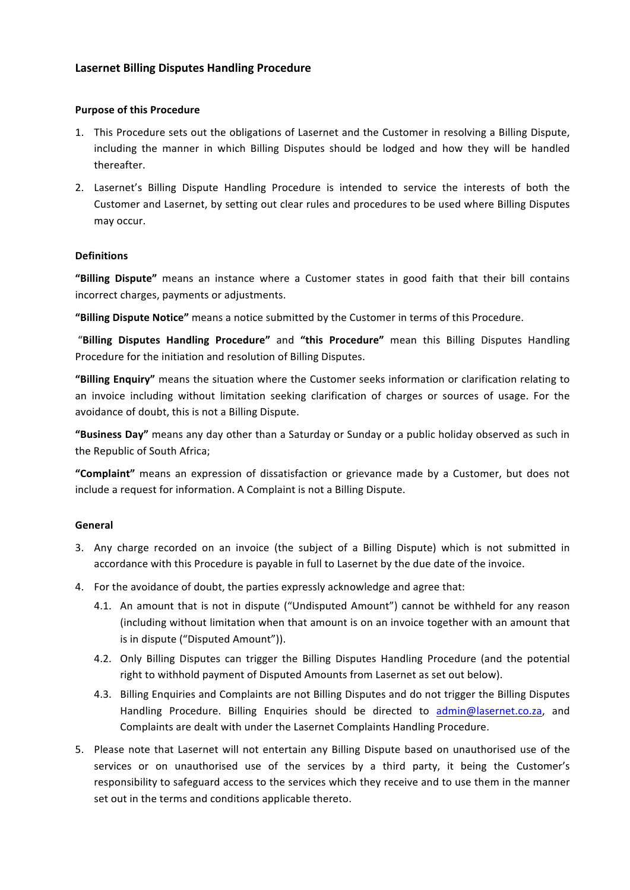## Lasernet Billing Disputes Handling Procedure

### Purpose of this Procedure

1. This Procedure sets out the obligations of Lasernet and the Customer in resolving a Billing Dispute, including the manner in which Billing Disputes should be lodged and how they will be handled thereafter.
2. Lasernet's Billing Dispute Handling Procedure is intended to service the interests of both the Customer and Lasernet, by setting out clear rules and procedures to be used where Billing Disputes may occur.

### Definitions

**"Billing Dispute"** means an instance where a Customer states in good faith that their bill contains incorrect charges, payments or adjustments.

**"Billing Dispute Notice"** means a notice submitted by the Customer in terms of this Procedure.

"**Billing Disputes Handling Procedure"** and **"this Procedure"** mean this Billing Disputes Handling Procedure for the initiation and resolution of Billing Disputes.

**"Billing Enquiry"** means the situation where the Customer seeks information or clarification relating to an invoice including without limitation seeking clarification of charges or sources of usage. For the avoidance of doubt, this is not a Billing Dispute.

**"Business Day"** means any day other than a Saturday or Sunday or a public holiday observed as such in the Republic of South Africa;

**"Complaint"** means an expression of dissatisfaction or grievance made by a Customer, but does not include a request for information. A Complaint is not a Billing Dispute.

### General

3. Any charge recorded on an invoice (the subject of a Billing Dispute) which is not submitted in accordance with this Procedure is payable in full to Lasernet by the due date of the invoice.
4. For the avoidance of doubt, the parties expressly acknowledge and agree that:
   - 4.1. An amount that is not in dispute ("Undisputed Amount") cannot be withheld for any reason (including without limitation when that amount is on an invoice together with an amount that is in dispute ("Disputed Amount")).
   - 4.2. Only Billing Disputes can trigger the Billing Disputes Handling Procedure (and the potential right to withhold payment of Disputed Amounts from Lasernet as set out below).
   - 4.3. Billing Enquiries and Complaints are not Billing Disputes and do not trigger the Billing Disputes Handling Procedure. Billing Enquiries should be directed to admin@lasernet.co.za, and Complaints are dealt with under the Lasernet Complaints Handling Procedure.
5. Please note that Lasernet will not entertain any Billing Dispute based on unauthorised use of the services or on unauthorised use of the services by a third party, it being the Customer's responsibility to safeguard access to the services which they receive and to use them in the manner set out in the terms and conditions applicable thereto.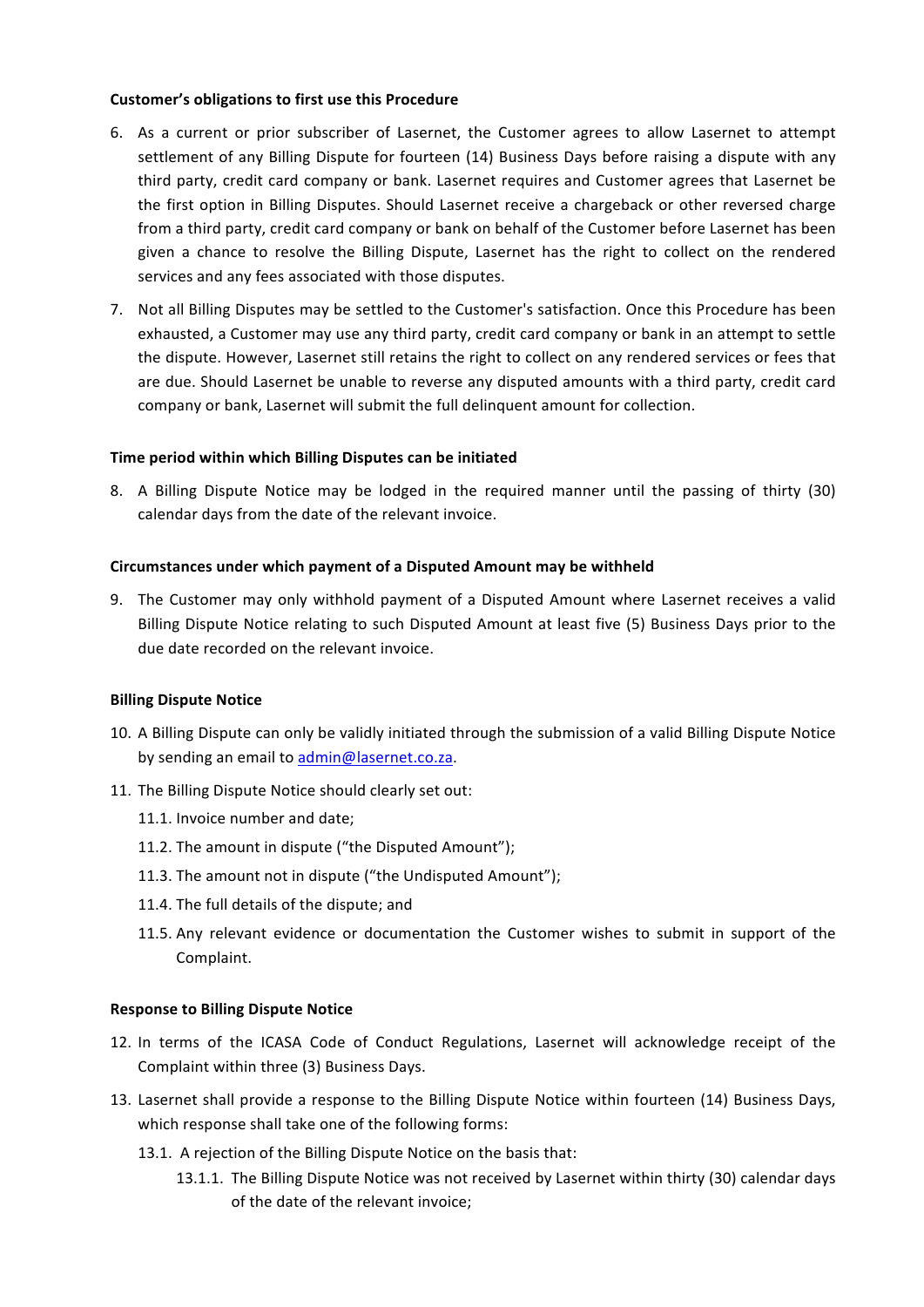**Customer's obligations to first use this Procedure**

6. As a current or prior subscriber of Lasernet, the Customer agrees to allow Lasernet to attempt settlement of any Billing Dispute for fourteen (14) Business Days before raising a dispute with any third party, credit card company or bank. Lasernet requires and Customer agrees that Lasernet be the first option in Billing Disputes. Should Lasernet receive a chargeback or other reversed charge from a third party, credit card company or bank on behalf of the Customer before Lasernet has been given a chance to resolve the Billing Dispute, Lasernet has the right to collect on the rendered services and any fees associated with those disputes.

7. Not all Billing Disputes may be settled to the Customer's satisfaction. Once this Procedure has been exhausted, a Customer may use any third party, credit card company or bank in an attempt to settle the dispute. However, Lasernet still retains the right to collect on any rendered services or fees that are due. Should Lasernet be unable to reverse any disputed amounts with a third party, credit card company or bank, Lasernet will submit the full delinquent amount for collection.

**Time period within which Billing Disputes can be initiated**

8. A Billing Dispute Notice may be lodged in the required manner until the passing of thirty (30) calendar days from the date of the relevant invoice.

**Circumstances under which payment of a Disputed Amount may be withheld**

9. The Customer may only withhold payment of a Disputed Amount where Lasernet receives a valid Billing Dispute Notice relating to such Disputed Amount at least five (5) Business Days prior to the due date recorded on the relevant invoice.

**Billing Dispute Notice**

10. A Billing Dispute can only be validly initiated through the submission of a valid Billing Dispute Notice by sending an email to admin@lasernet.co.za.

11. The Billing Dispute Notice should clearly set out:
    11.1. Invoice number and date;
    11.2. The amount in dispute ("the Disputed Amount");
    11.3. The amount not in dispute ("the Undisputed Amount");
    11.4. The full details of the dispute; and
    11.5. Any relevant evidence or documentation the Customer wishes to submit in support of the Complaint.

**Response to Billing Dispute Notice**

12. In terms of the ICASA Code of Conduct Regulations, Lasernet will acknowledge receipt of the Complaint within three (3) Business Days.

13. Lasernet shall provide a response to the Billing Dispute Notice within fourteen (14) Business Days, which response shall take one of the following forms:
    13.1. A rejection of the Billing Dispute Notice on the basis that:
        13.1.1. The Billing Dispute Notice was not received by Lasernet within thirty (30) calendar days of the date of the relevant invoice;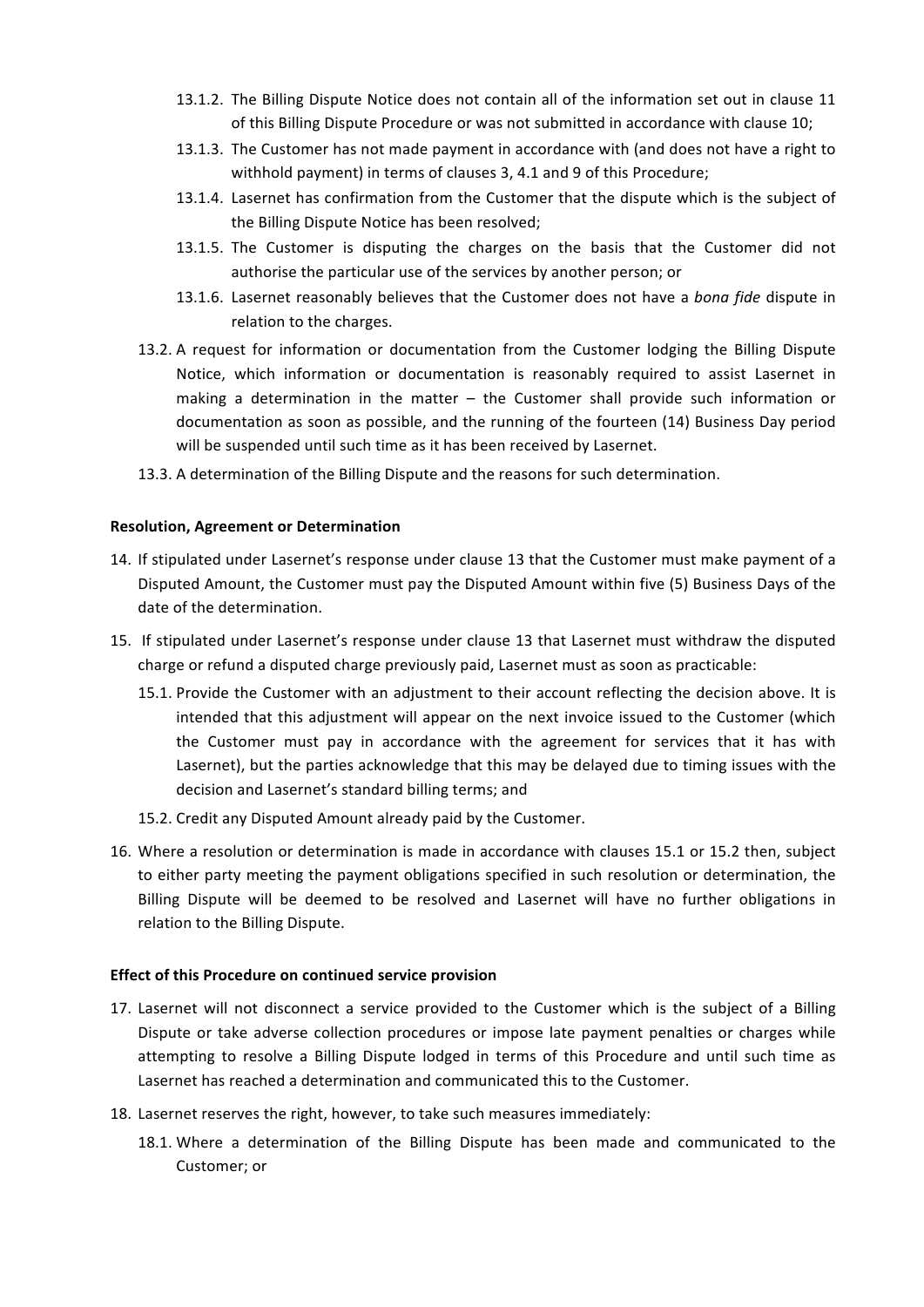13.1.2. The Billing Dispute Notice does not contain all of the information set out in clause 11 of this Billing Dispute Procedure or was not submitted in accordance with clause 10;

13.1.3. The Customer has not made payment in accordance with (and does not have a right to withhold payment) in terms of clauses 3, 4.1 and 9 of this Procedure;

13.1.4. Lasernet has confirmation from the Customer that the dispute which is the subject of the Billing Dispute Notice has been resolved;

13.1.5. The Customer is disputing the charges on the basis that the Customer did not authorise the particular use of the services by another person; or

13.1.6. Lasernet reasonably believes that the Customer does not have a *bona fide* dispute in relation to the charges.

13.2. A request for information or documentation from the Customer lodging the Billing Dispute Notice, which information or documentation is reasonably required to assist Lasernet in making a determination in the matter – the Customer shall provide such information or documentation as soon as possible, and the running of the fourteen (14) Business Day period will be suspended until such time as it has been received by Lasernet.

13.3. A determination of the Billing Dispute and the reasons for such determination.

**Resolution, Agreement or Determination**

14. If stipulated under Lasernet's response under clause 13 that the Customer must make payment of a Disputed Amount, the Customer must pay the Disputed Amount within five (5) Business Days of the date of the determination.

15. If stipulated under Lasernet's response under clause 13 that Lasernet must withdraw the disputed charge or refund a disputed charge previously paid, Lasernet must as soon as practicable:

15.1. Provide the Customer with an adjustment to their account reflecting the decision above. It is intended that this adjustment will appear on the next invoice issued to the Customer (which the Customer must pay in accordance with the agreement for services that it has with Lasernet), but the parties acknowledge that this may be delayed due to timing issues with the decision and Lasernet's standard billing terms; and

15.2. Credit any Disputed Amount already paid by the Customer.

16. Where a resolution or determination is made in accordance with clauses 15.1 or 15.2 then, subject to either party meeting the payment obligations specified in such resolution or determination, the Billing Dispute will be deemed to be resolved and Lasernet will have no further obligations in relation to the Billing Dispute.

**Effect of this Procedure on continued service provision**

17. Lasernet will not disconnect a service provided to the Customer which is the subject of a Billing Dispute or take adverse collection procedures or impose late payment penalties or charges while attempting to resolve a Billing Dispute lodged in terms of this Procedure and until such time as Lasernet has reached a determination and communicated this to the Customer.

18. Lasernet reserves the right, however, to take such measures immediately:

18.1. Where a determination of the Billing Dispute has been made and communicated to the Customer; or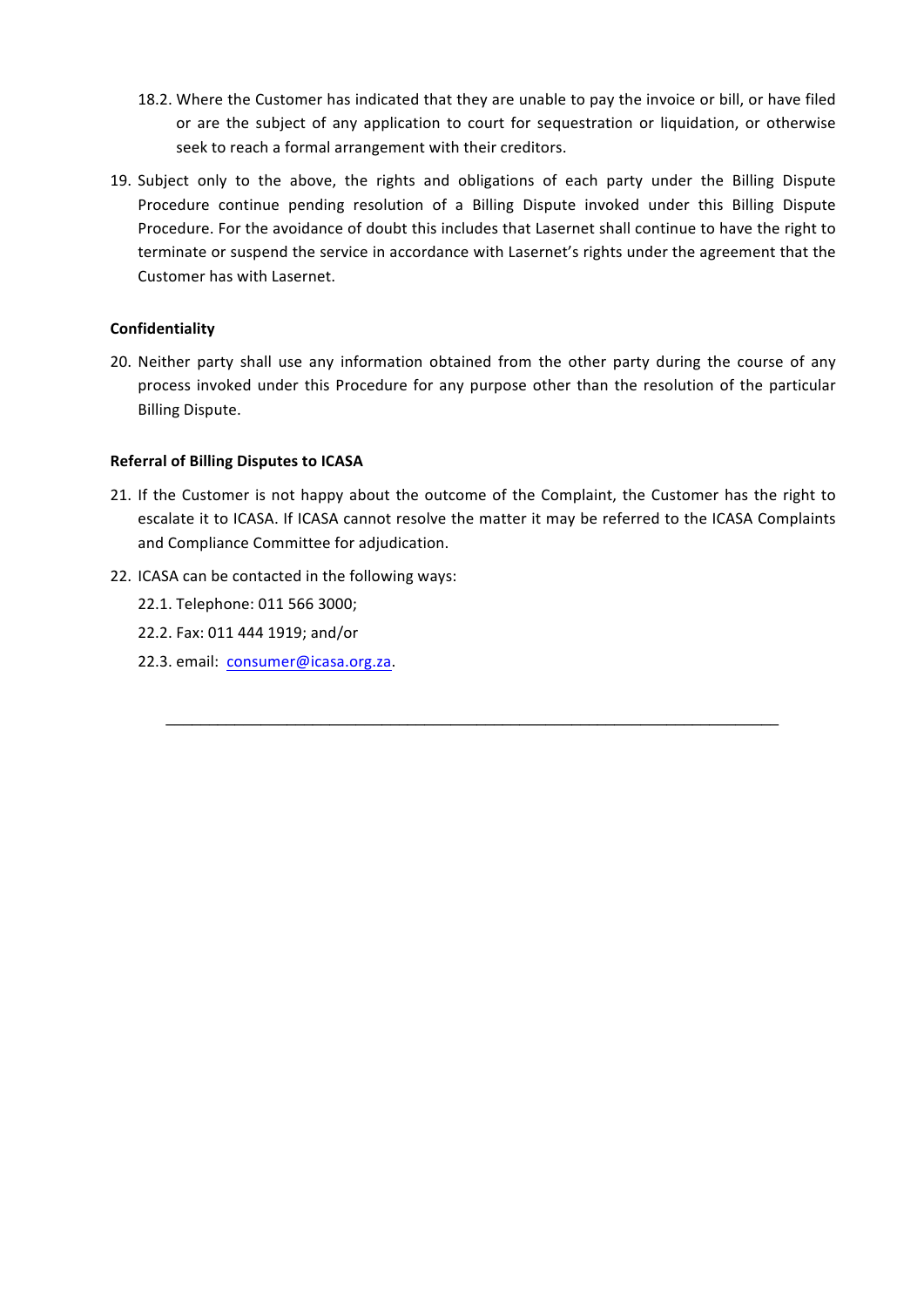18.2. Where the Customer has indicated that they are unable to pay the invoice or bill, or have filed or are the subject of any application to court for sequestration or liquidation, or otherwise seek to reach a formal arrangement with their creditors.

19. Subject only to the above, the rights and obligations of each party under the Billing Dispute Procedure continue pending resolution of a Billing Dispute invoked under this Billing Dispute Procedure. For the avoidance of doubt this includes that Lasernet shall continue to have the right to terminate or suspend the service in accordance with Lasernet's rights under the agreement that the Customer has with Lasernet.

**Confidentiality**

20. Neither party shall use any information obtained from the other party during the course of any process invoked under this Procedure for any purpose other than the resolution of the particular Billing Dispute.

**Referral of Billing Disputes to ICASA**

21. If the Customer is not happy about the outcome of the Complaint, the Customer has the right to escalate it to ICASA. If ICASA cannot resolve the matter it may be referred to the ICASA Complaints and Compliance Committee for adjudication.

22. ICASA can be contacted in the following ways:

    22.1. Telephone: 011 566 3000;

    22.2. Fax: 011 444 1919; and/or

    22.3. email: consumer@icasa.org.za.

---